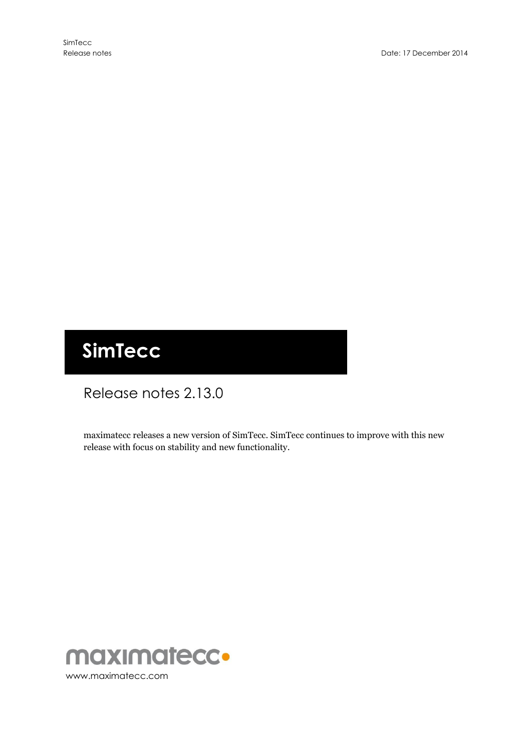# SimTecc

## Release notes 2.13.0

maximatecc releases a new version of SimTecc. SimTecc continues to improve with this new release with focus on stability and new functionality.

maximatecc

www.maximatecc.com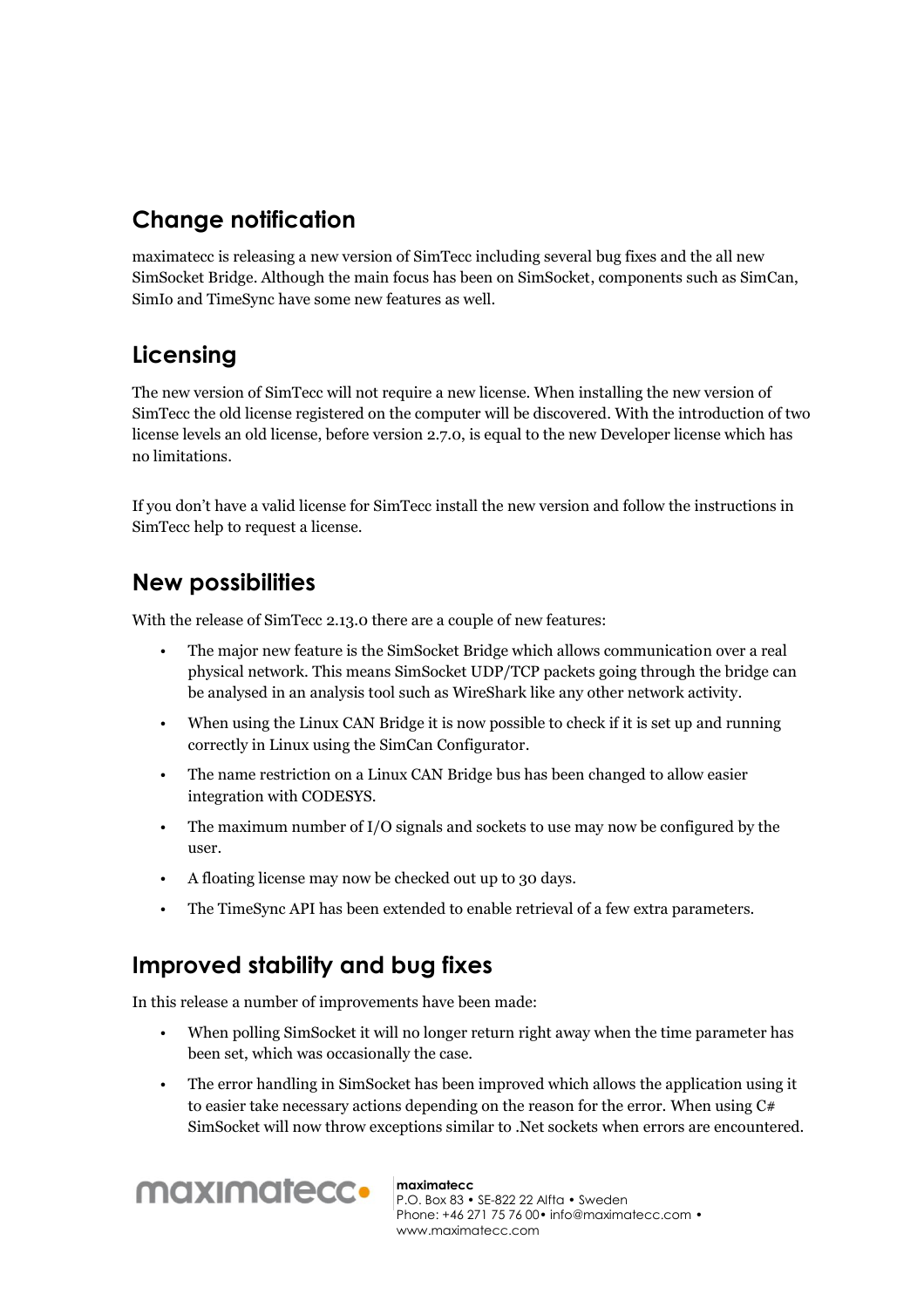## Change notification

maximatecc is releasing a new version of SimTecc including several bug fixes and the all new SimSocket Bridge. Although the main focus has been on SimSocket, components such as SimCan, SimIo and TimeSync have some new features as well.

## Licensing

The new version of SimTecc will not require a new license. When installing the new version of SimTecc the old license registered on the computer will be discovered. With the introduction of two license levels an old license, before version 2.7.0, is equal to the new Developer license which has no limitations.

If you don't have a valid license for SimTecc install the new version and follow the instructions in SimTecc help to request a license.

## New possibilities

With the release of SimTecc 2.13.0 there are a couple of new features:

- The major new feature is the SimSocket Bridge which allows communication over a real physical network. This means SimSocket UDP/TCP packets going through the bridge can be analysed in an analysis tool such as WireShark like any other network activity.
- When using the Linux CAN Bridge it is now possible to check if it is set up and running correctly in Linux using the SimCan Configurator.
- The name restriction on a Linux CAN Bridge bus has been changed to allow easier integration with CODESYS.
- The maximum number of I/O signals and sockets to use may now be configured by the user.
- A floating license may now be checked out up to 30 days.
- The TimeSync API has been extended to enable retrieval of a few extra parameters.

## Improved stability and bug fixes

In this release a number of improvements have been made:

- When polling SimSocket it will no longer return right away when the time parameter has been set, which was occasionally the case.
- The error handling in SimSocket has been improved which allows the application using it to easier take necessary actions depending on the reason for the error. When using C# SimSocket will now throw exceptions similar to .Net sockets when errors are encountered.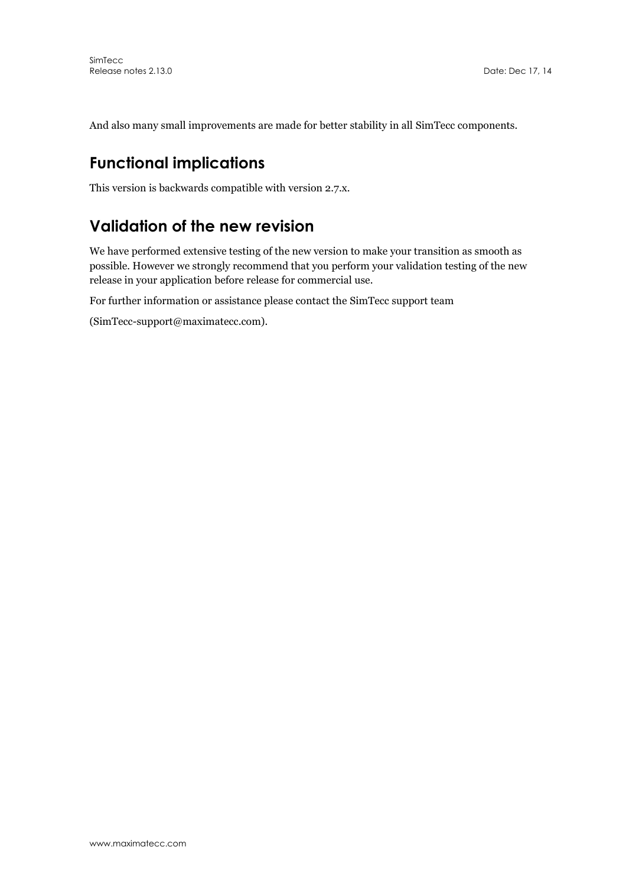And also many small improvements are made for better stability in all SimTecc components.

## Functional implications

This version is backwards compatible with version 2.7.x.

## Validation of the new revision

We have performed extensive testing of the new version to make your transition as smooth as possible. However we strongly recommend that you perform your validation testing of the new release in your application before release for commercial use.

For further information or assistance please contact the SimTecc support team

(SimTecc-support@maximatecc.com).